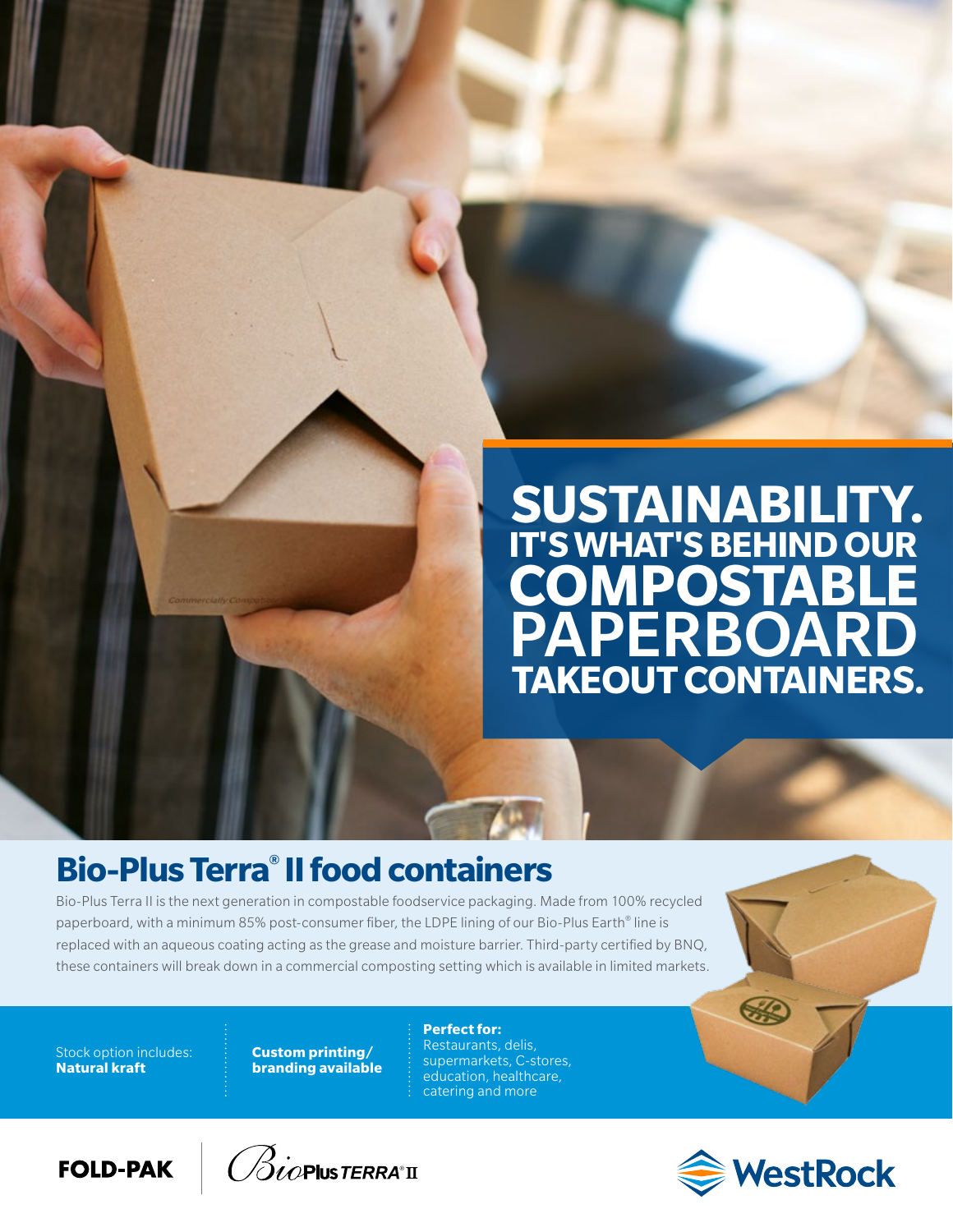# SUSTAINABILITY. IT'S WHAT'S BEHIND OUR COMPOSTABLE PAPERBOARD TAKEOUT CONTAINERS.

## Bio-Plus Terra® II food containers

Bio-Plus Terra II is the next generation in compostable foodservice packaging. Made from 100% recycled paperboard, with a minimum 85% post-consumer fiber, the LDPE lining of our Bio-Plus Earth® line is replaced with an aqueous coating acting as the grease and moisture barrier. Third-party certified by BNQ, these containers will break down in a commercial composting setting which is available in limited markets.

Stock option includes: **Natural kraft**

**Custom printing/ branding available**

**Perfect for:**
Restaurants, delis, supermarkets, C-stores, education, healthcare, catering and more

FOLD-PAK | BioPlus TERRA® II

WestRock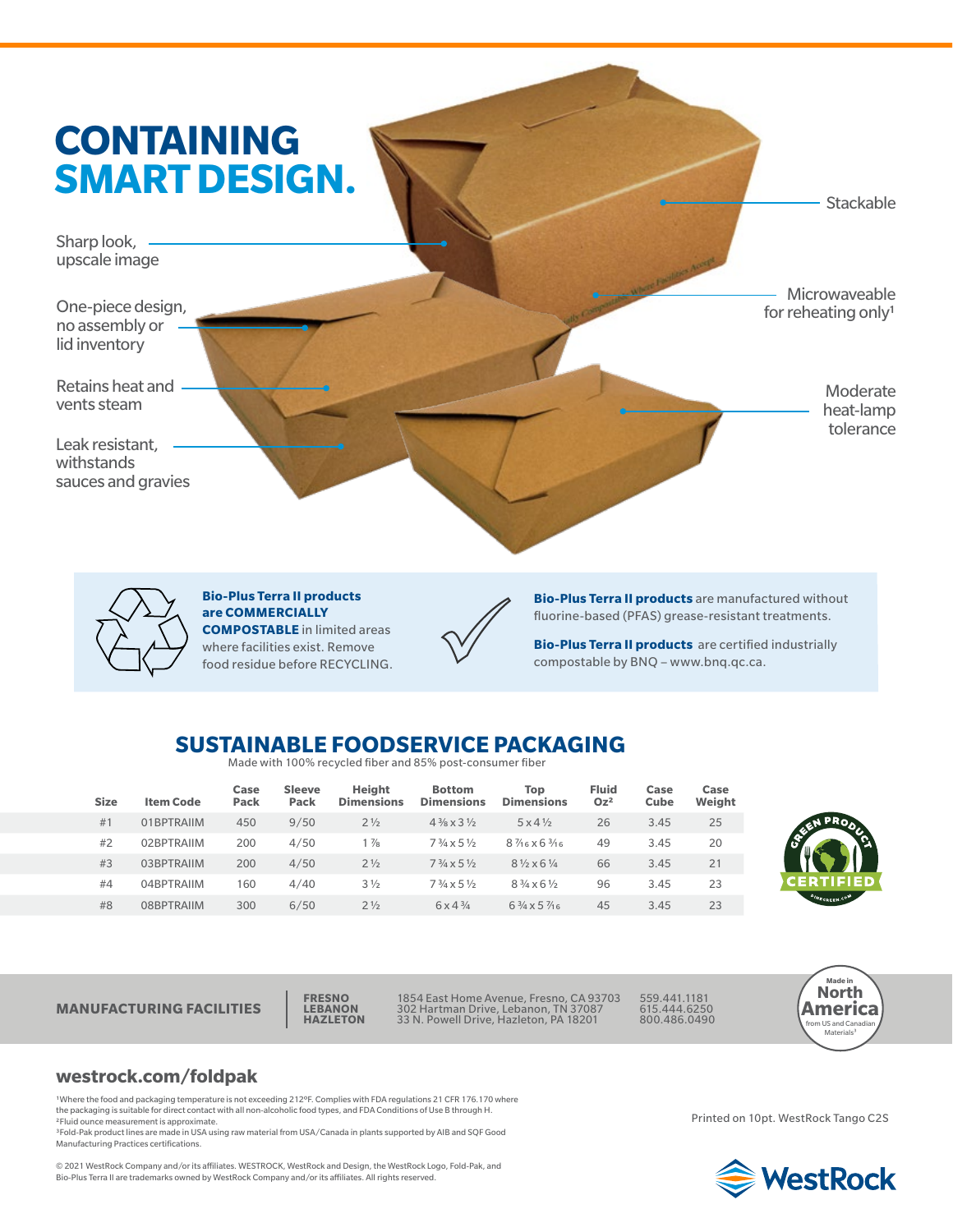# CONTAINING SMART DESIGN.

- Sharp look, upscale image
- One-piece design, no assembly or lid inventory
- Retains heat and vents steam
- Leak resistant, withstands sauces and gravies
- Stackable
- Microwaveable for reheating only[1]
- Moderate heat-lamp tolerance

**Bio-Plus Terra II products are COMMERCIALLY COMPOSTABLE** in limited areas where facilities exist. Remove food residue before RECYCLING.

**Bio-Plus Terra II products** are manufactured without fluorine-based (PFAS) grease-resistant treatments.

**Bio-Plus Terra II products** are certified industrially compostable by BNQ – www.bnq.qc.ca.

## SUSTAINABLE FOODSERVICE PACKAGING

Made with 100% recycled fiber and 85% post-consumer fiber

| Size | Item Code | Case Pack | Sleeve Pack | Height Dimensions | Bottom Dimensions | Top Dimensions | Fluid Oz[2] | Case Cube | Case Weight |
|---|---|---|---|---|---|---|---|---|---|
| #1 | 01BPTRAIIM | 450 | 9/50 | 2 ½ | 4 ⅜ x 3 ½ | 5 x 4 ½ | 26 | 3.45 | 25 |
| #2 | 02BPTRAIIM | 200 | 4/50 | 1 ⅞ | 7 ¾ x 5 ½ | 8 7⁄16 x 6 3⁄16 | 49 | 3.45 | 20 |
| #3 | 03BPTRAIIM | 200 | 4/50 | 2 ½ | 7 ¾ x 5 ½ | 8 ½ x 6 ¼ | 66 | 3.45 | 21 |
| #4 | 04BPTRAIIM | 160 | 4/40 | 3 ½ | 7 ¾ x 5 ½ | 8 ¾ x 6 ½ | 96 | 3.45 | 23 |
| #8 | 08BPTRAIIM | 300 | 6/50 | 2 ½ | 6 x 4 ¾ | 6 ¾ x 5 7⁄16 | 45 | 3.45 | 23 |

GREEN PRODUCT CERTIFIED

**MANUFACTURING FACILITIES**

| | | |
|---|---|---|
| **FRESNO** | 1854 East Home Avenue, Fresno, CA 93703 | 559.441.1181 |
| **LEBANON** | 302 Hartman Drive, Lebanon, TN 37087 | 615.444.6250 |
| **HAZLETON** | 33 N. Powell Drive, Hazleton, PA 18201 | 800.486.0490 |

Made in North America from US and Canadian Materials[3]

**westrock.com/foldpak**

[1]Where the food and packaging temperature is not exceeding 212ºF. Complies with FDA regulations 21 CFR 176.170 where the packaging is suitable for direct contact with all non-alcoholic food types, and FDA Conditions of Use B through H.
[2]Fluid ounce measurement is approximate.
[3]Fold-Pak product lines are made in USA using raw material from USA/Canada in plants supported by AIB and SQF Good Manufacturing Practices certifications.

© 2021 WestRock Company and/or its affiliates. WESTROCK, WestRock and Design, the WestRock Logo, Fold-Pak, and Bio-Plus Terra II are trademarks owned by WestRock Company and/or its affiliates. All rights reserved.

Printed on 10pt. WestRock Tango C2S

WestRock